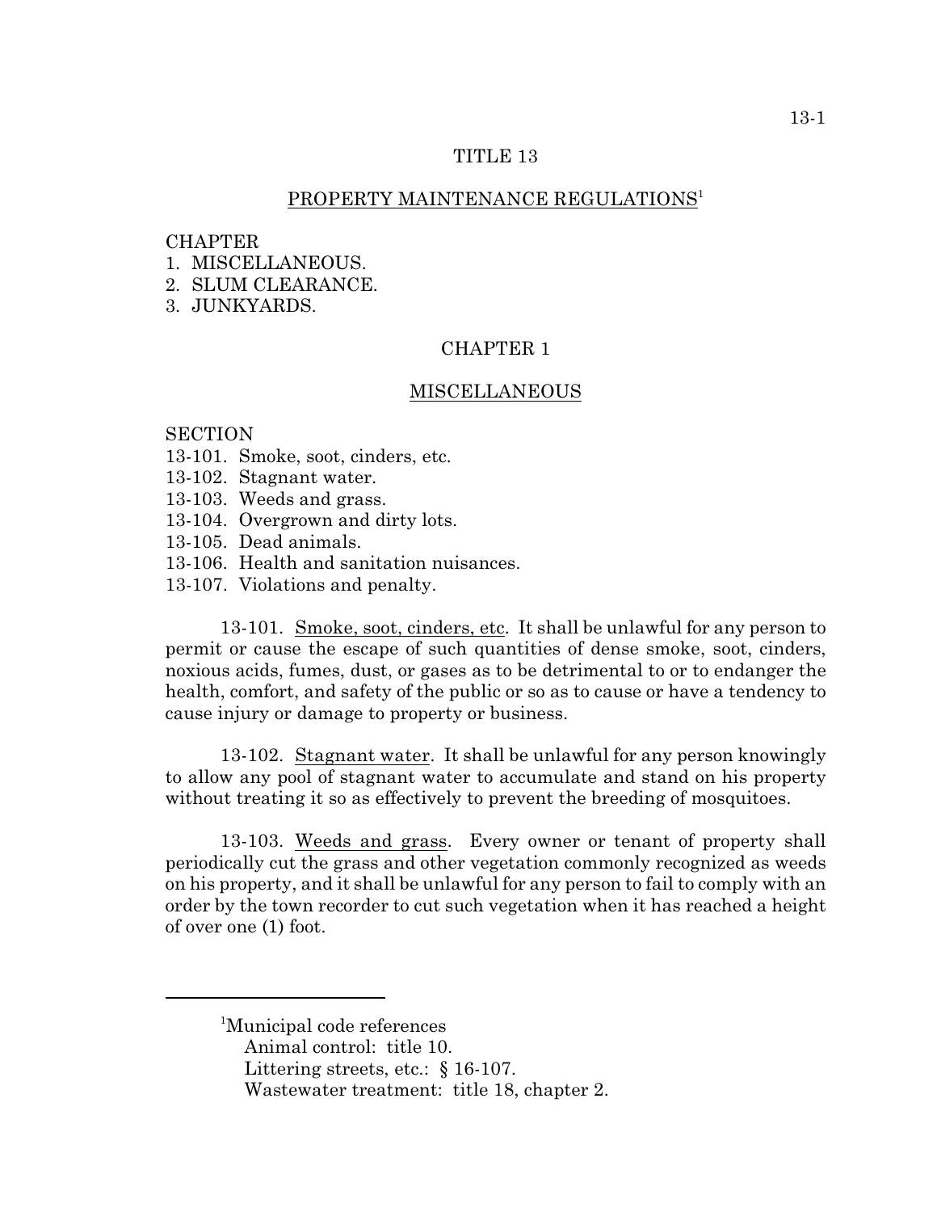# TITLE 13

## PROPERTY MAINTENANCE REGULATIONS[1]

CHAPTER
1. MISCELLANEOUS.
2. SLUM CLEARANCE.
3. JUNKYARDS.

## CHAPTER 1

## MISCELLANEOUS

SECTION
13-101. Smoke, soot, cinders, etc.
13-102. Stagnant water.
13-103. Weeds and grass.
13-104. Overgrown and dirty lots.
13-105. Dead animals.
13-106. Health and sanitation nuisances.
13-107. Violations and penalty.

13-101. Smoke, soot, cinders, etc. It shall be unlawful for any person to permit or cause the escape of such quantities of dense smoke, soot, cinders, noxious acids, fumes, dust, or gases as to be detrimental to or to endanger the health, comfort, and safety of the public or so as to cause or have a tendency to cause injury or damage to property or business.

13-102. Stagnant water. It shall be unlawful for any person knowingly to allow any pool of stagnant water to accumulate and stand on his property without treating it so as effectively to prevent the breeding of mosquitoes.

13-103. Weeds and grass. Every owner or tenant of property shall periodically cut the grass and other vegetation commonly recognized as weeds on his property, and it shall be unlawful for any person to fail to comply with an order by the town recorder to cut such vegetation when it has reached a height of over one (1) foot.

---

[1]Municipal code references
Animal control: title 10.
Littering streets, etc.: § 16-107.
Wastewater treatment: title 18, chapter 2.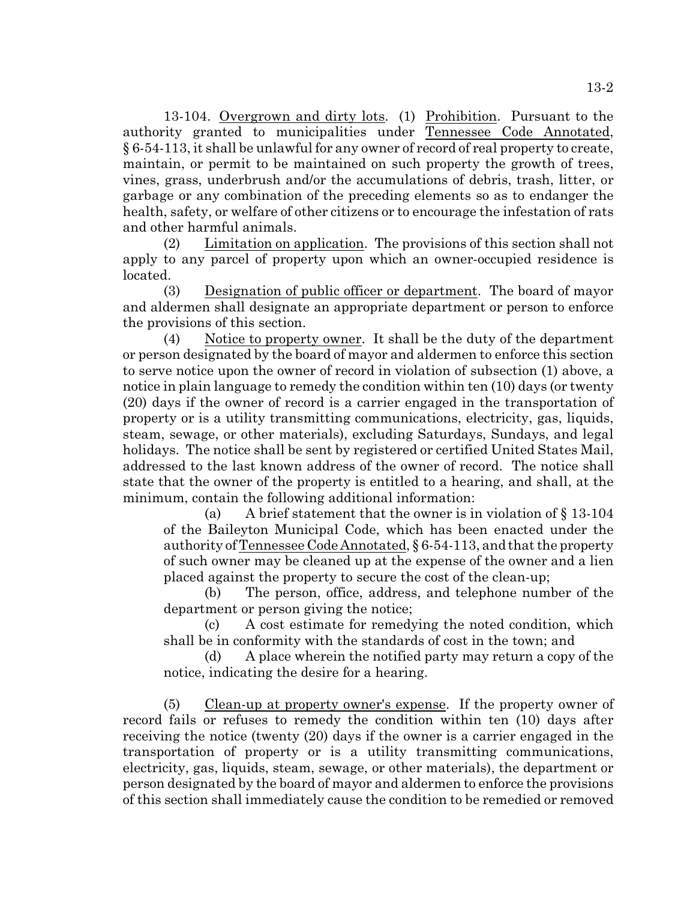13-104. Overgrown and dirty lots. (1) Prohibition. Pursuant to the authority granted to municipalities under Tennessee Code Annotated, § 6-54-113, it shall be unlawful for any owner of record of real property to create, maintain, or permit to be maintained on such property the growth of trees, vines, grass, underbrush and/or the accumulations of debris, trash, litter, or garbage or any combination of the preceding elements so as to endanger the health, safety, or welfare of other citizens or to encourage the infestation of rats and other harmful animals.

(2) Limitation on application. The provisions of this section shall not apply to any parcel of property upon which an owner-occupied residence is located.

(3) Designation of public officer or department. The board of mayor and aldermen shall designate an appropriate department or person to enforce the provisions of this section.

(4) Notice to property owner. It shall be the duty of the department or person designated by the board of mayor and aldermen to enforce this section to serve notice upon the owner of record in violation of subsection (1) above, a notice in plain language to remedy the condition within ten (10) days (or twenty (20) days if the owner of record is a carrier engaged in the transportation of property or is a utility transmitting communications, electricity, gas, liquids, steam, sewage, or other materials), excluding Saturdays, Sundays, and legal holidays. The notice shall be sent by registered or certified United States Mail, addressed to the last known address of the owner of record. The notice shall state that the owner of the property is entitled to a hearing, and shall, at the minimum, contain the following additional information:

(a) A brief statement that the owner is in violation of § 13-104 of the Baileyton Municipal Code, which has been enacted under the authority of Tennessee Code Annotated, § 6-54-113, and that the property of such owner may be cleaned up at the expense of the owner and a lien placed against the property to secure the cost of the clean-up;

(b) The person, office, address, and telephone number of the department or person giving the notice;

(c) A cost estimate for remedying the noted condition, which shall be in conformity with the standards of cost in the town; and

(d) A place wherein the notified party may return a copy of the notice, indicating the desire for a hearing.

(5) Clean-up at property owner's expense. If the property owner of record fails or refuses to remedy the condition within ten (10) days after receiving the notice (twenty (20) days if the owner is a carrier engaged in the transportation of property or is a utility transmitting communications, electricity, gas, liquids, steam, sewage, or other materials), the department or person designated by the board of mayor and aldermen to enforce the provisions of this section shall immediately cause the condition to be remedied or removed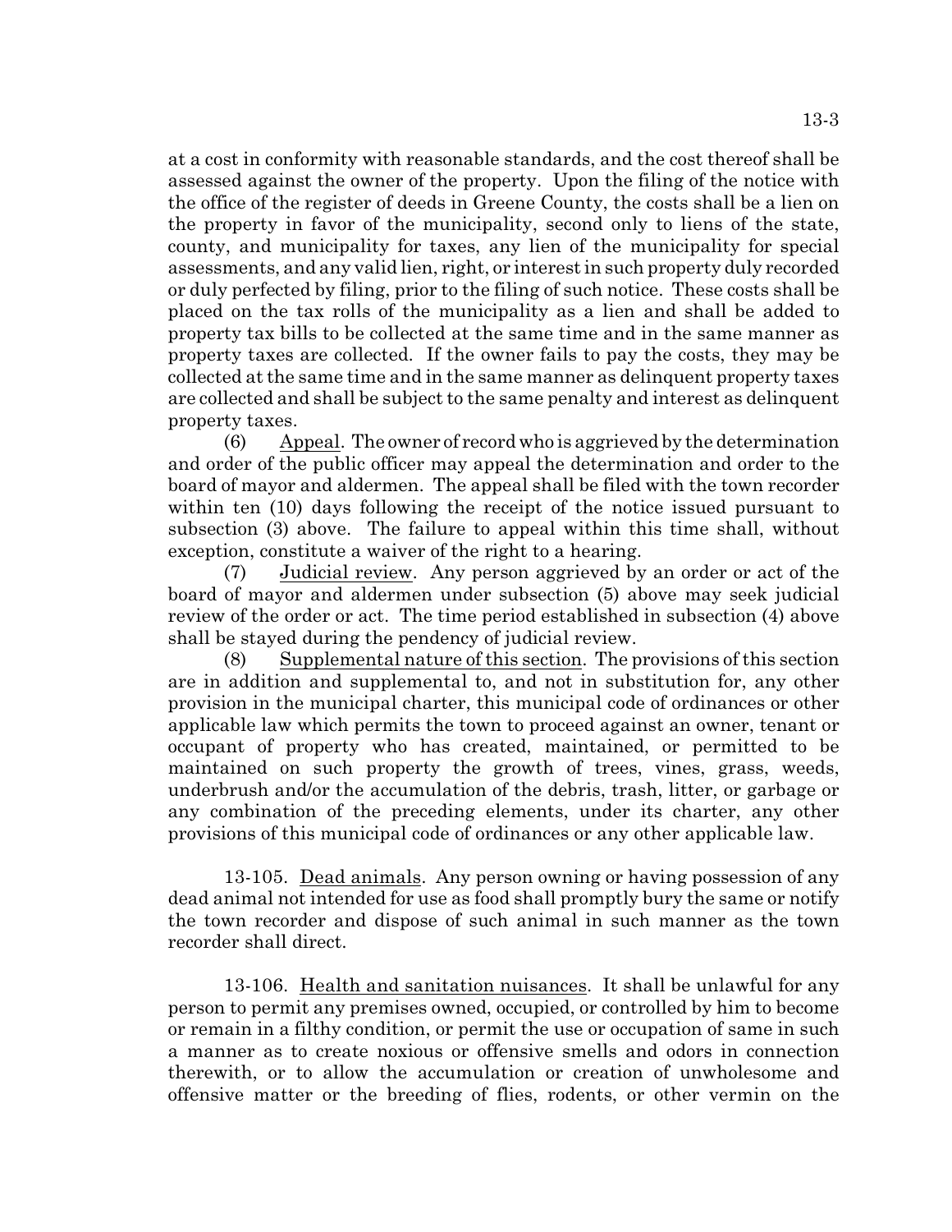at a cost in conformity with reasonable standards, and the cost thereof shall be assessed against the owner of the property. Upon the filing of the notice with the office of the register of deeds in Greene County, the costs shall be a lien on the property in favor of the municipality, second only to liens of the state, county, and municipality for taxes, any lien of the municipality for special assessments, and any valid lien, right, or interest in such property duly recorded or duly perfected by filing, prior to the filing of such notice. These costs shall be placed on the tax rolls of the municipality as a lien and shall be added to property tax bills to be collected at the same time and in the same manner as property taxes are collected. If the owner fails to pay the costs, they may be collected at the same time and in the same manner as delinquent property taxes are collected and shall be subject to the same penalty and interest as delinquent property taxes.

(6) Appeal. The owner of record who is aggrieved by the determination and order of the public officer may appeal the determination and order to the board of mayor and aldermen. The appeal shall be filed with the town recorder within ten (10) days following the receipt of the notice issued pursuant to subsection (3) above. The failure to appeal within this time shall, without exception, constitute a waiver of the right to a hearing.

(7) Judicial review. Any person aggrieved by an order or act of the board of mayor and aldermen under subsection (5) above may seek judicial review of the order or act. The time period established in subsection (4) above shall be stayed during the pendency of judicial review.

(8) Supplemental nature of this section. The provisions of this section are in addition and supplemental to, and not in substitution for, any other provision in the municipal charter, this municipal code of ordinances or other applicable law which permits the town to proceed against an owner, tenant or occupant of property who has created, maintained, or permitted to be maintained on such property the growth of trees, vines, grass, weeds, underbrush and/or the accumulation of the debris, trash, litter, or garbage or any combination of the preceding elements, under its charter, any other provisions of this municipal code of ordinances or any other applicable law.

13-105. Dead animals. Any person owning or having possession of any dead animal not intended for use as food shall promptly bury the same or notify the town recorder and dispose of such animal in such manner as the town recorder shall direct.

13-106. Health and sanitation nuisances. It shall be unlawful for any person to permit any premises owned, occupied, or controlled by him to become or remain in a filthy condition, or permit the use or occupation of same in such a manner as to create noxious or offensive smells and odors in connection therewith, or to allow the accumulation or creation of unwholesome and offensive matter or the breeding of flies, rodents, or other vermin on the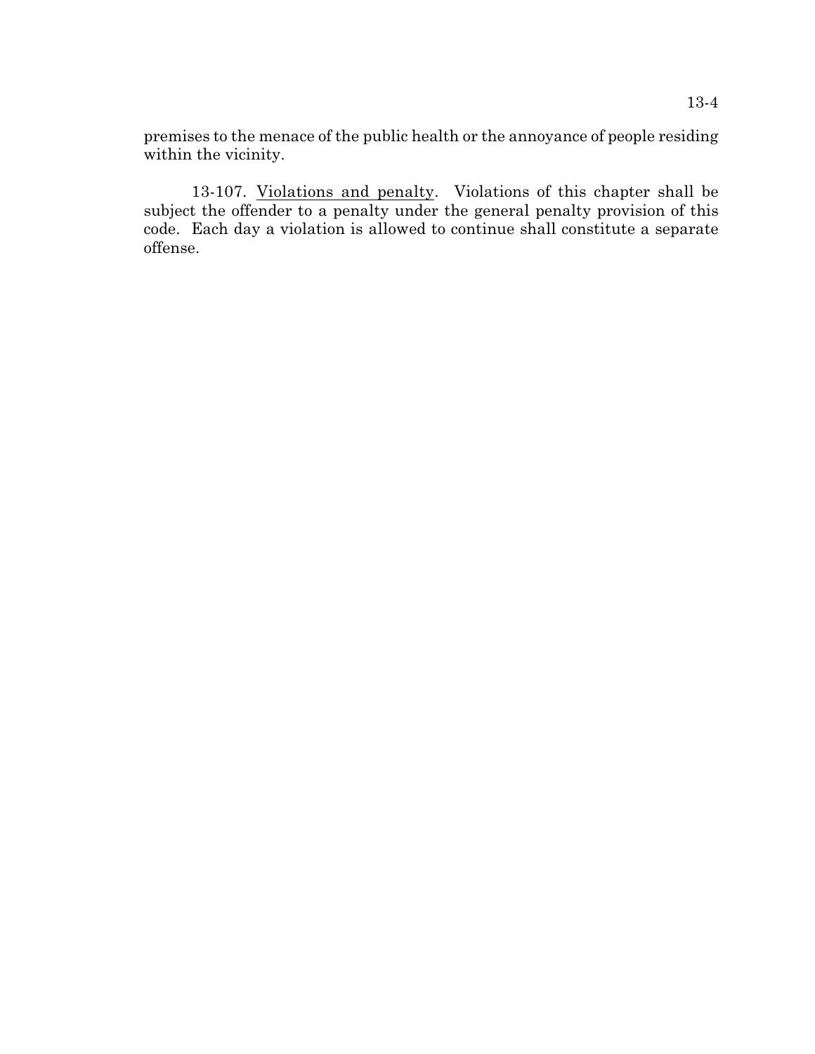premises to the menace of the public health or the annoyance of people residing within the vicinity.

13-107. Violations and penalty. Violations of this chapter shall be subject the offender to a penalty under the general penalty provision of this code. Each day a violation is allowed to continue shall constitute a separate offense.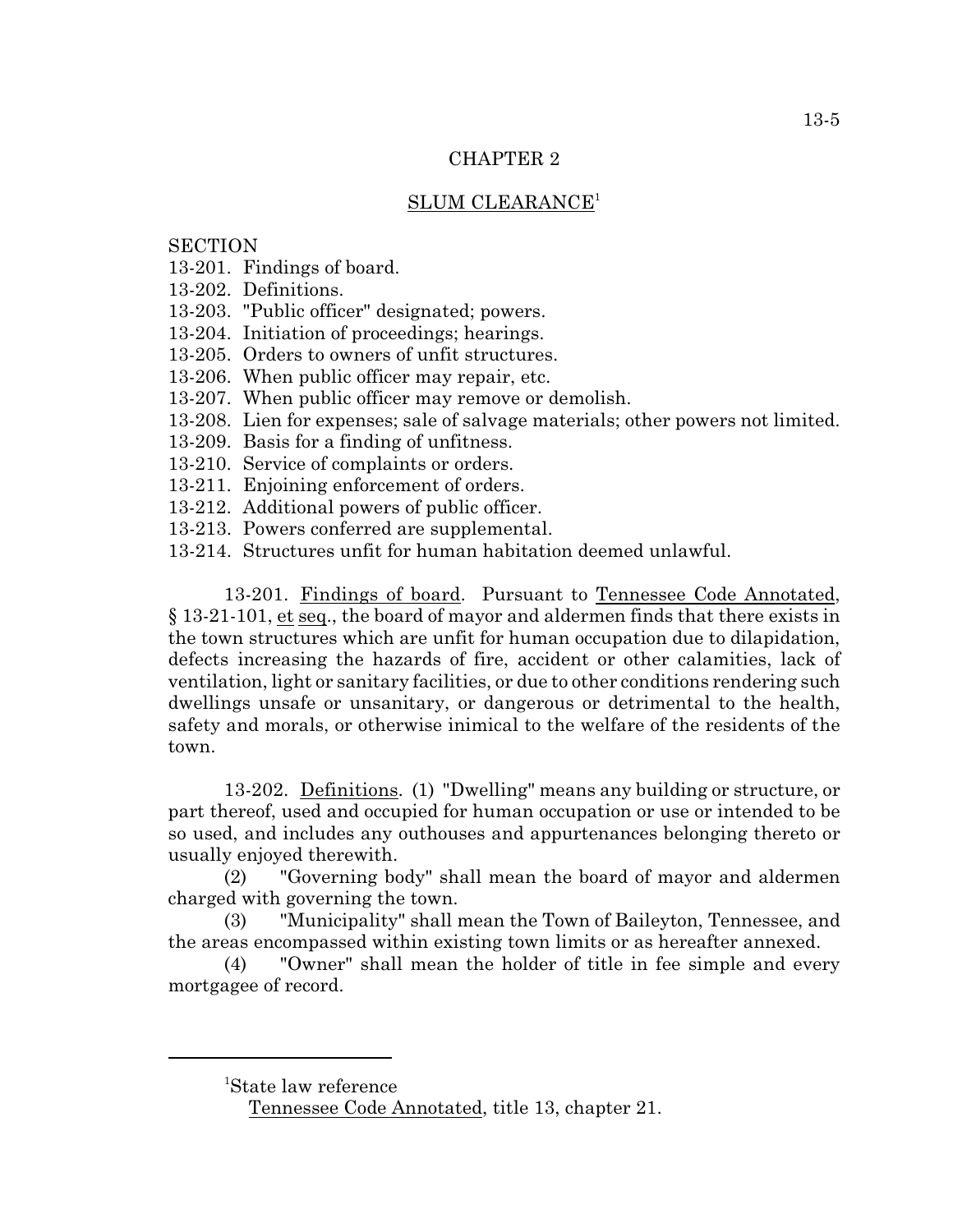# CHAPTER 2

## SLUM CLEARANCE[1]

SECTION
13-201. Findings of board.
13-202. Definitions.
13-203. "Public officer" designated; powers.
13-204. Initiation of proceedings; hearings.
13-205. Orders to owners of unfit structures.
13-206. When public officer may repair, etc.
13-207. When public officer may remove or demolish.
13-208. Lien for expenses; sale of salvage materials; other powers not limited.
13-209. Basis for a finding of unfitness.
13-210. Service of complaints or orders.
13-211. Enjoining enforcement of orders.
13-212. Additional powers of public officer.
13-213. Powers conferred are supplemental.
13-214. Structures unfit for human habitation deemed unlawful.

13-201. Findings of board. Pursuant to Tennessee Code Annotated, § 13-21-101, et seq., the board of mayor and aldermen finds that there exists in the town structures which are unfit for human occupation due to dilapidation, defects increasing the hazards of fire, accident or other calamities, lack of ventilation, light or sanitary facilities, or due to other conditions rendering such dwellings unsafe or unsanitary, or dangerous or detrimental to the health, safety and morals, or otherwise inimical to the welfare of the residents of the town.

13-202. Definitions. (1) "Dwelling" means any building or structure, or part thereof, used and occupied for human occupation or use or intended to be so used, and includes any outhouses and appurtenances belonging thereto or usually enjoyed therewith.

(2) "Governing body" shall mean the board of mayor and aldermen charged with governing the town.

(3) "Municipality" shall mean the Town of Baileyton, Tennessee, and the areas encompassed within existing town limits or as hereafter annexed.

(4) "Owner" shall mean the holder of title in fee simple and every mortgagee of record.

---

[1]State law reference
Tennessee Code Annotated, title 13, chapter 21.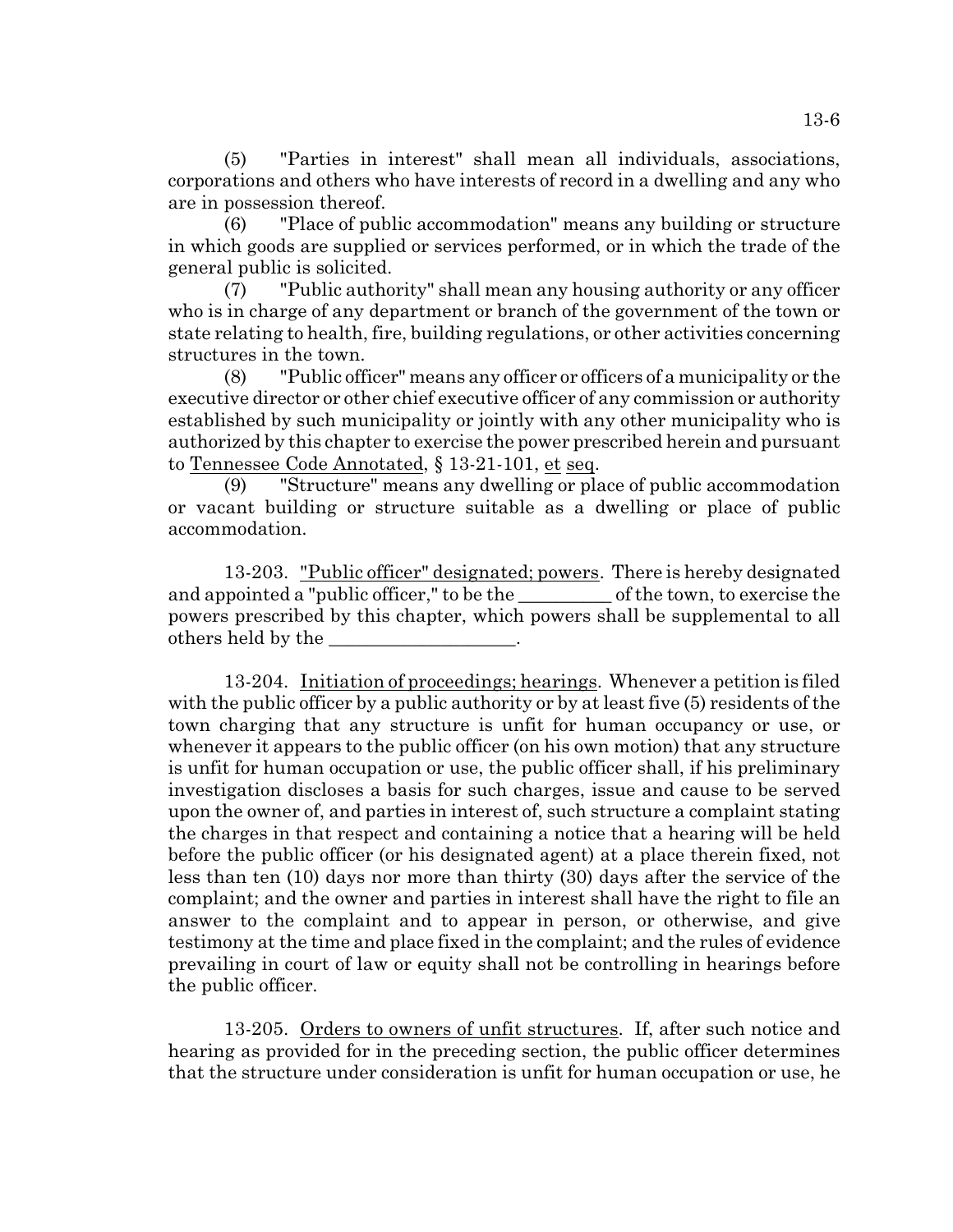(5) "Parties in interest" shall mean all individuals, associations, corporations and others who have interests of record in a dwelling and any who are in possession thereof.

(6) "Place of public accommodation" means any building or structure in which goods are supplied or services performed, or in which the trade of the general public is solicited.

(7) "Public authority" shall mean any housing authority or any officer who is in charge of any department or branch of the government of the town or state relating to health, fire, building regulations, or other activities concerning structures in the town.

(8) "Public officer" means any officer or officers of a municipality or the executive director or other chief executive officer of any commission or authority established by such municipality or jointly with any other municipality who is authorized by this chapter to exercise the power prescribed herein and pursuant to Tennessee Code Annotated, § 13-21-101, et seq.

(9) "Structure" means any dwelling or place of public accommodation or vacant building or structure suitable as a dwelling or place of public accommodation.

13-203. "Public officer" designated; powers. There is hereby designated and appointed a "public officer," to be the __________ of the town, to exercise the powers prescribed by this chapter, which powers shall be supplemental to all others held by the ____________________.

13-204. Initiation of proceedings; hearings. Whenever a petition is filed with the public officer by a public authority or by at least five (5) residents of the town charging that any structure is unfit for human occupancy or use, or whenever it appears to the public officer (on his own motion) that any structure is unfit for human occupation or use, the public officer shall, if his preliminary investigation discloses a basis for such charges, issue and cause to be served upon the owner of, and parties in interest of, such structure a complaint stating the charges in that respect and containing a notice that a hearing will be held before the public officer (or his designated agent) at a place therein fixed, not less than ten (10) days nor more than thirty (30) days after the service of the complaint; and the owner and parties in interest shall have the right to file an answer to the complaint and to appear in person, or otherwise, and give testimony at the time and place fixed in the complaint; and the rules of evidence prevailing in court of law or equity shall not be controlling in hearings before the public officer.

13-205. Orders to owners of unfit structures. If, after such notice and hearing as provided for in the preceding section, the public officer determines that the structure under consideration is unfit for human occupation or use, he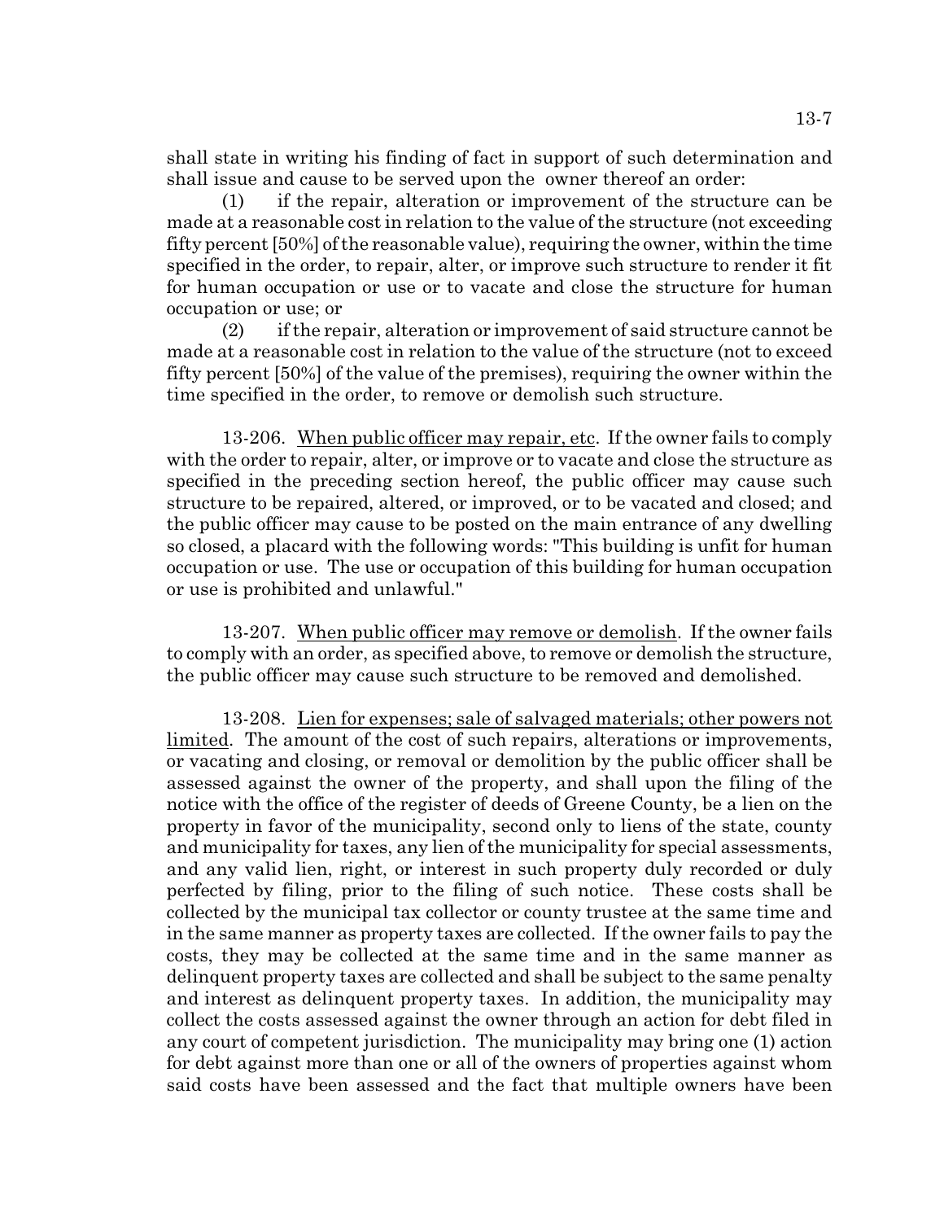shall state in writing his finding of fact in support of such determination and shall issue and cause to be served upon the owner thereof an order:

(1) if the repair, alteration or improvement of the structure can be made at a reasonable cost in relation to the value of the structure (not exceeding fifty percent [50%] of the reasonable value), requiring the owner, within the time specified in the order, to repair, alter, or improve such structure to render it fit for human occupation or use or to vacate and close the structure for human occupation or use; or

(2) if the repair, alteration or improvement of said structure cannot be made at a reasonable cost in relation to the value of the structure (not to exceed fifty percent [50%] of the value of the premises), requiring the owner within the time specified in the order, to remove or demolish such structure.

13-206. When public officer may repair, etc. If the owner fails to comply with the order to repair, alter, or improve or to vacate and close the structure as specified in the preceding section hereof, the public officer may cause such structure to be repaired, altered, or improved, or to be vacated and closed; and the public officer may cause to be posted on the main entrance of any dwelling so closed, a placard with the following words: "This building is unfit for human occupation or use. The use or occupation of this building for human occupation or use is prohibited and unlawful."

13-207. When public officer may remove or demolish. If the owner fails to comply with an order, as specified above, to remove or demolish the structure, the public officer may cause such structure to be removed and demolished.

13-208. Lien for expenses; sale of salvaged materials; other powers not limited. The amount of the cost of such repairs, alterations or improvements, or vacating and closing, or removal or demolition by the public officer shall be assessed against the owner of the property, and shall upon the filing of the notice with the office of the register of deeds of Greene County, be a lien on the property in favor of the municipality, second only to liens of the state, county and municipality for taxes, any lien of the municipality for special assessments, and any valid lien, right, or interest in such property duly recorded or duly perfected by filing, prior to the filing of such notice. These costs shall be collected by the municipal tax collector or county trustee at the same time and in the same manner as property taxes are collected. If the owner fails to pay the costs, they may be collected at the same time and in the same manner as delinquent property taxes are collected and shall be subject to the same penalty and interest as delinquent property taxes. In addition, the municipality may collect the costs assessed against the owner through an action for debt filed in any court of competent jurisdiction. The municipality may bring one (1) action for debt against more than one or all of the owners of properties against whom said costs have been assessed and the fact that multiple owners have been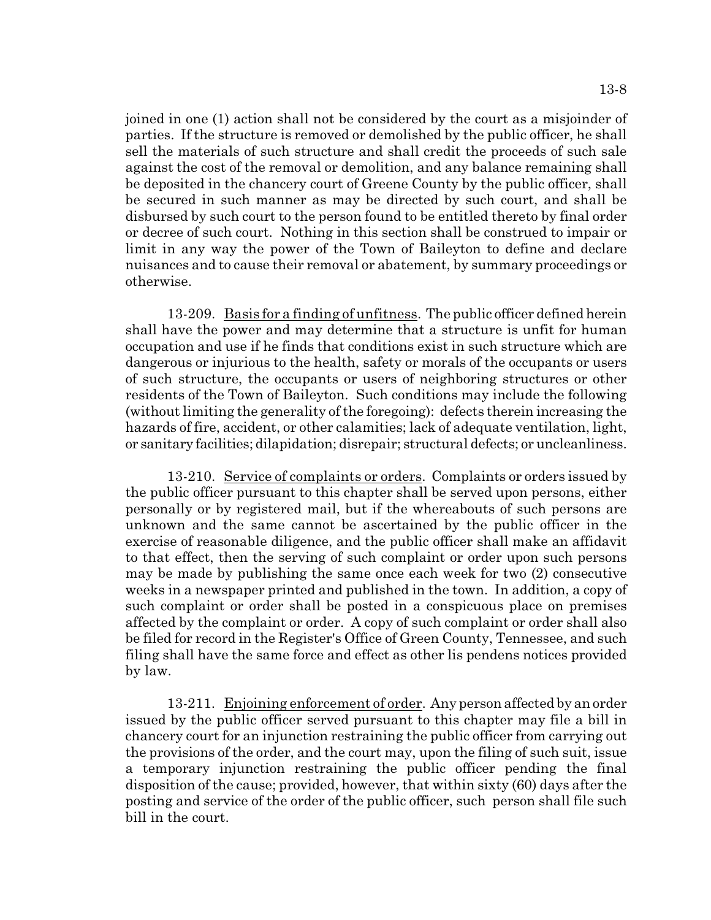joined in one (1) action shall not be considered by the court as a misjoinder of parties. If the structure is removed or demolished by the public officer, he shall sell the materials of such structure and shall credit the proceeds of such sale against the cost of the removal or demolition, and any balance remaining shall be deposited in the chancery court of Greene County by the public officer, shall be secured in such manner as may be directed by such court, and shall be disbursed by such court to the person found to be entitled thereto by final order or decree of such court. Nothing in this section shall be construed to impair or limit in any way the power of the Town of Baileyton to define and declare nuisances and to cause their removal or abatement, by summary proceedings or otherwise.

13-209. Basis for a finding of unfitness. The public officer defined herein shall have the power and may determine that a structure is unfit for human occupation and use if he finds that conditions exist in such structure which are dangerous or injurious to the health, safety or morals of the occupants or users of such structure, the occupants or users of neighboring structures or other residents of the Town of Baileyton. Such conditions may include the following (without limiting the generality of the foregoing): defects therein increasing the hazards of fire, accident, or other calamities; lack of adequate ventilation, light, or sanitary facilities; dilapidation; disrepair; structural defects; or uncleanliness.

13-210. Service of complaints or orders. Complaints or orders issued by the public officer pursuant to this chapter shall be served upon persons, either personally or by registered mail, but if the whereabouts of such persons are unknown and the same cannot be ascertained by the public officer in the exercise of reasonable diligence, and the public officer shall make an affidavit to that effect, then the serving of such complaint or order upon such persons may be made by publishing the same once each week for two (2) consecutive weeks in a newspaper printed and published in the town. In addition, a copy of such complaint or order shall be posted in a conspicuous place on premises affected by the complaint or order. A copy of such complaint or order shall also be filed for record in the Register's Office of Green County, Tennessee, and such filing shall have the same force and effect as other lis pendens notices provided by law.

13-211. Enjoining enforcement of order. Any person affected by an order issued by the public officer served pursuant to this chapter may file a bill in chancery court for an injunction restraining the public officer from carrying out the provisions of the order, and the court may, upon the filing of such suit, issue a temporary injunction restraining the public officer pending the final disposition of the cause; provided, however, that within sixty (60) days after the posting and service of the order of the public officer, such person shall file such bill in the court.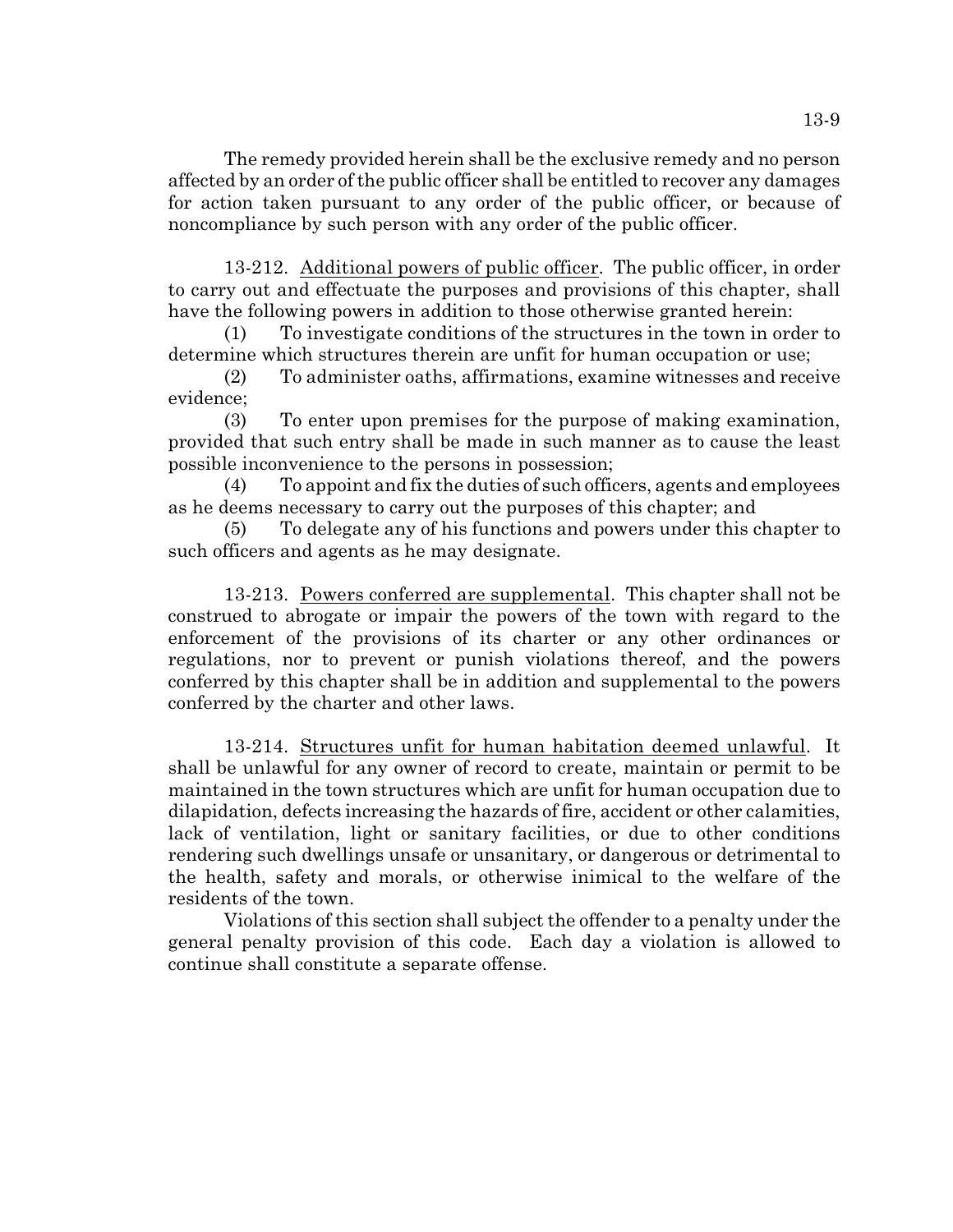The remedy provided herein shall be the exclusive remedy and no person affected by an order of the public officer shall be entitled to recover any damages for action taken pursuant to any order of the public officer, or because of noncompliance by such person with any order of the public officer.

13-212. Additional powers of public officer. The public officer, in order to carry out and effectuate the purposes and provisions of this chapter, shall have the following powers in addition to those otherwise granted herein:

(1) To investigate conditions of the structures in the town in order to determine which structures therein are unfit for human occupation or use;

(2) To administer oaths, affirmations, examine witnesses and receive evidence;

(3) To enter upon premises for the purpose of making examination, provided that such entry shall be made in such manner as to cause the least possible inconvenience to the persons in possession;

(4) To appoint and fix the duties of such officers, agents and employees as he deems necessary to carry out the purposes of this chapter; and

(5) To delegate any of his functions and powers under this chapter to such officers and agents as he may designate.

13-213. Powers conferred are supplemental. This chapter shall not be construed to abrogate or impair the powers of the town with regard to the enforcement of the provisions of its charter or any other ordinances or regulations, nor to prevent or punish violations thereof, and the powers conferred by this chapter shall be in addition and supplemental to the powers conferred by the charter and other laws.

13-214. Structures unfit for human habitation deemed unlawful. It shall be unlawful for any owner of record to create, maintain or permit to be maintained in the town structures which are unfit for human occupation due to dilapidation, defects increasing the hazards of fire, accident or other calamities, lack of ventilation, light or sanitary facilities, or due to other conditions rendering such dwellings unsafe or unsanitary, or dangerous or detrimental to the health, safety and morals, or otherwise inimical to the welfare of the residents of the town.

Violations of this section shall subject the offender to a penalty under the general penalty provision of this code. Each day a violation is allowed to continue shall constitute a separate offense.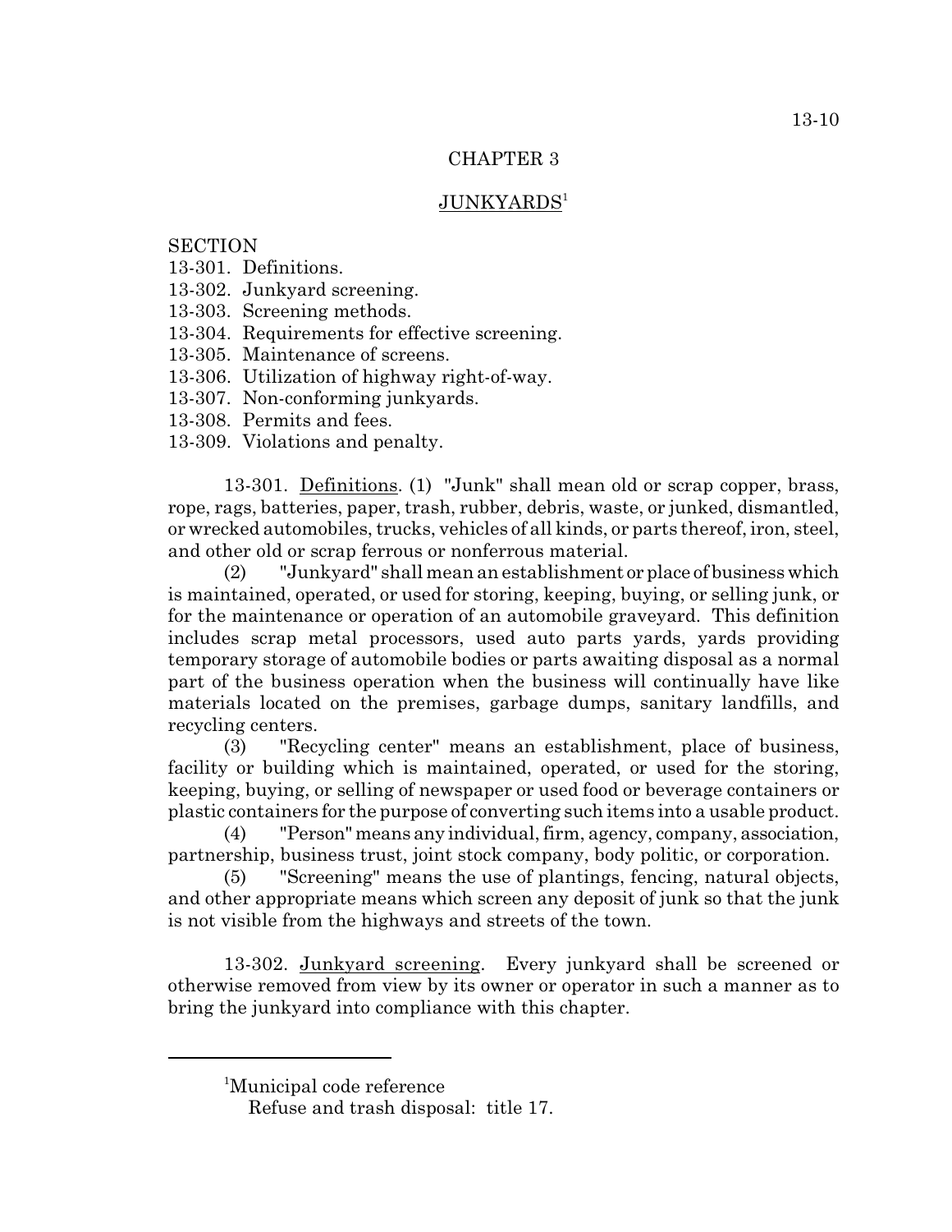# CHAPTER 3

## JUNKYARDS[1]

SECTION
13-301. Definitions.
13-302. Junkyard screening.
13-303. Screening methods.
13-304. Requirements for effective screening.
13-305. Maintenance of screens.
13-306. Utilization of highway right-of-way.
13-307. Non-conforming junkyards.
13-308. Permits and fees.
13-309. Violations and penalty.

13-301. Definitions. (1) "Junk" shall mean old or scrap copper, brass, rope, rags, batteries, paper, trash, rubber, debris, waste, or junked, dismantled, or wrecked automobiles, trucks, vehicles of all kinds, or parts thereof, iron, steel, and other old or scrap ferrous or nonferrous material.

(2) "Junkyard" shall mean an establishment or place of business which is maintained, operated, or used for storing, keeping, buying, or selling junk, or for the maintenance or operation of an automobile graveyard. This definition includes scrap metal processors, used auto parts yards, yards providing temporary storage of automobile bodies or parts awaiting disposal as a normal part of the business operation when the business will continually have like materials located on the premises, garbage dumps, sanitary landfills, and recycling centers.

(3) "Recycling center" means an establishment, place of business, facility or building which is maintained, operated, or used for the storing, keeping, buying, or selling of newspaper or used food or beverage containers or plastic containers for the purpose of converting such items into a usable product.

(4) "Person" means any individual, firm, agency, company, association, partnership, business trust, joint stock company, body politic, or corporation.

(5) "Screening" means the use of plantings, fencing, natural objects, and other appropriate means which screen any deposit of junk so that the junk is not visible from the highways and streets of the town.

13-302. Junkyard screening. Every junkyard shall be screened or otherwise removed from view by its owner or operator in such a manner as to bring the junkyard into compliance with this chapter.

---

[1]Municipal code reference
Refuse and trash disposal: title 17.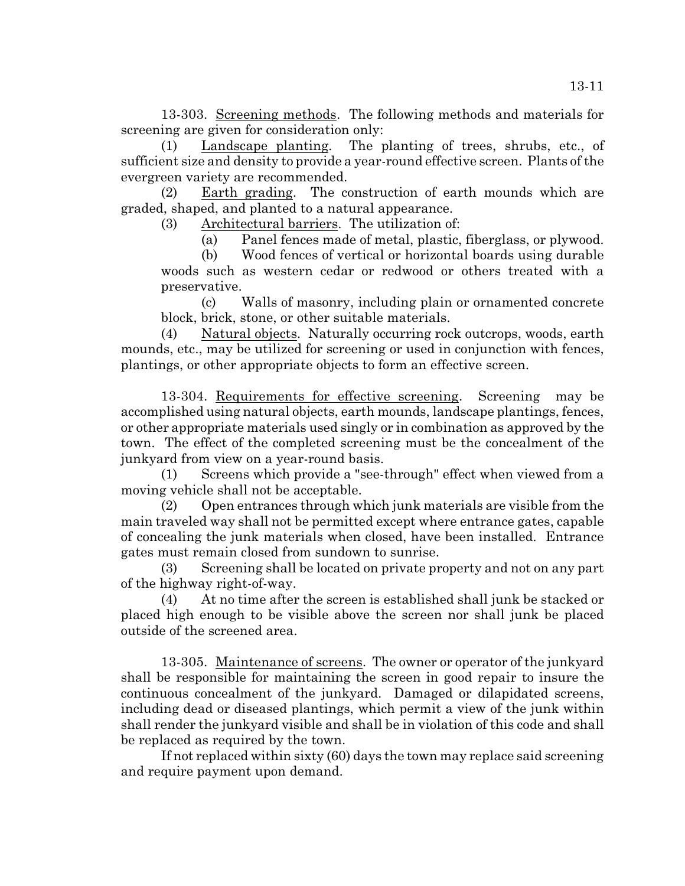13-303. Screening methods. The following methods and materials for screening are given for consideration only:

(1) Landscape planting. The planting of trees, shrubs, etc., of sufficient size and density to provide a year-round effective screen. Plants of the evergreen variety are recommended.

(2) Earth grading. The construction of earth mounds which are graded, shaped, and planted to a natural appearance.

(3) Architectural barriers. The utilization of:

(a) Panel fences made of metal, plastic, fiberglass, or plywood.

(b) Wood fences of vertical or horizontal boards using durable woods such as western cedar or redwood or others treated with a preservative.

(c) Walls of masonry, including plain or ornamented concrete block, brick, stone, or other suitable materials.

(4) Natural objects. Naturally occurring rock outcrops, woods, earth mounds, etc., may be utilized for screening or used in conjunction with fences, plantings, or other appropriate objects to form an effective screen.

13-304. Requirements for effective screening. Screening may be accomplished using natural objects, earth mounds, landscape plantings, fences, or other appropriate materials used singly or in combination as approved by the town. The effect of the completed screening must be the concealment of the junkyard from view on a year-round basis.

(1) Screens which provide a "see-through" effect when viewed from a moving vehicle shall not be acceptable.

(2) Open entrances through which junk materials are visible from the main traveled way shall not be permitted except where entrance gates, capable of concealing the junk materials when closed, have been installed. Entrance gates must remain closed from sundown to sunrise.

(3) Screening shall be located on private property and not on any part of the highway right-of-way.

(4) At no time after the screen is established shall junk be stacked or placed high enough to be visible above the screen nor shall junk be placed outside of the screened area.

13-305. Maintenance of screens. The owner or operator of the junkyard shall be responsible for maintaining the screen in good repair to insure the continuous concealment of the junkyard. Damaged or dilapidated screens, including dead or diseased plantings, which permit a view of the junk within shall render the junkyard visible and shall be in violation of this code and shall be replaced as required by the town.

If not replaced within sixty (60) days the town may replace said screening and require payment upon demand.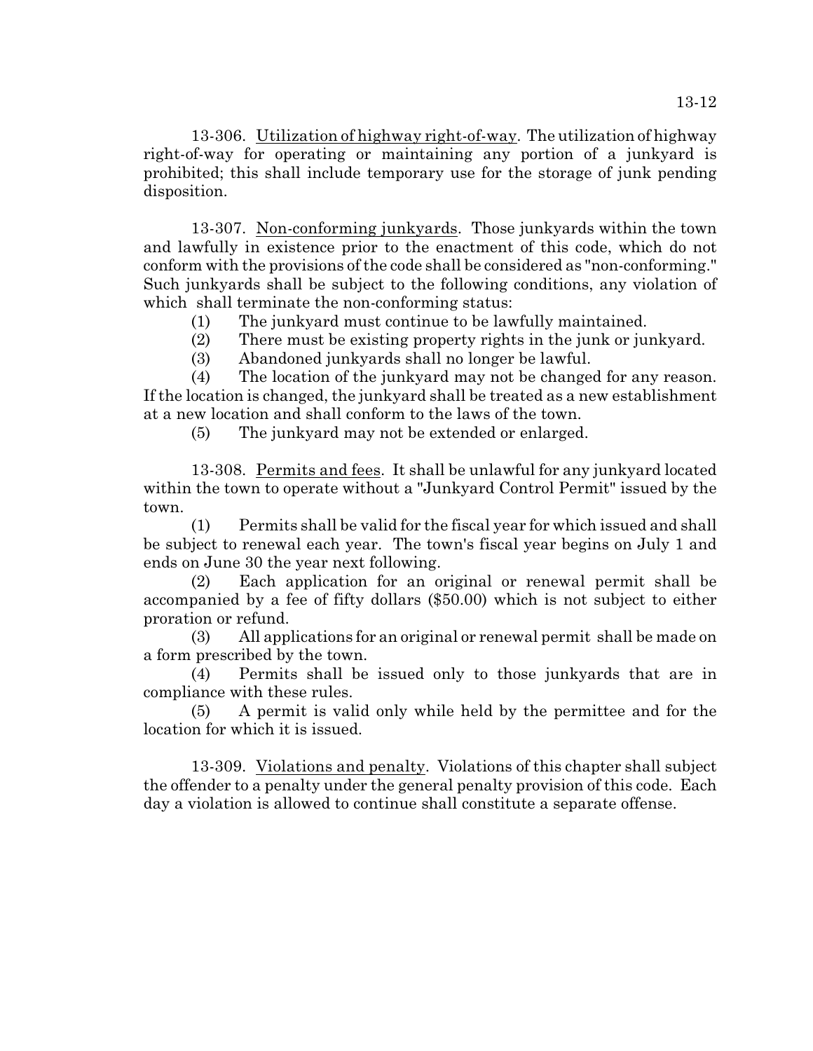13-306. Utilization of highway right-of-way. The utilization of highway right-of-way for operating or maintaining any portion of a junkyard is prohibited; this shall include temporary use for the storage of junk pending disposition.

13-307. Non-conforming junkyards. Those junkyards within the town and lawfully in existence prior to the enactment of this code, which do not conform with the provisions of the code shall be considered as "non-conforming." Such junkyards shall be subject to the following conditions, any violation of which shall terminate the non-conforming status:

(1) The junkyard must continue to be lawfully maintained.

(2) There must be existing property rights in the junk or junkyard.

(3) Abandoned junkyards shall no longer be lawful.

(4) The location of the junkyard may not be changed for any reason. If the location is changed, the junkyard shall be treated as a new establishment at a new location and shall conform to the laws of the town.

(5) The junkyard may not be extended or enlarged.

13-308. Permits and fees. It shall be unlawful for any junkyard located within the town to operate without a "Junkyard Control Permit" issued by the town.

(1) Permits shall be valid for the fiscal year for which issued and shall be subject to renewal each year. The town's fiscal year begins on July 1 and ends on June 30 the year next following.

(2) Each application for an original or renewal permit shall be accompanied by a fee of fifty dollars ($50.00) which is not subject to either proration or refund.

(3) All applications for an original or renewal permit shall be made on a form prescribed by the town.

(4) Permits shall be issued only to those junkyards that are in compliance with these rules.

(5) A permit is valid only while held by the permittee and for the location for which it is issued.

13-309. Violations and penalty. Violations of this chapter shall subject the offender to a penalty under the general penalty provision of this code. Each day a violation is allowed to continue shall constitute a separate offense.